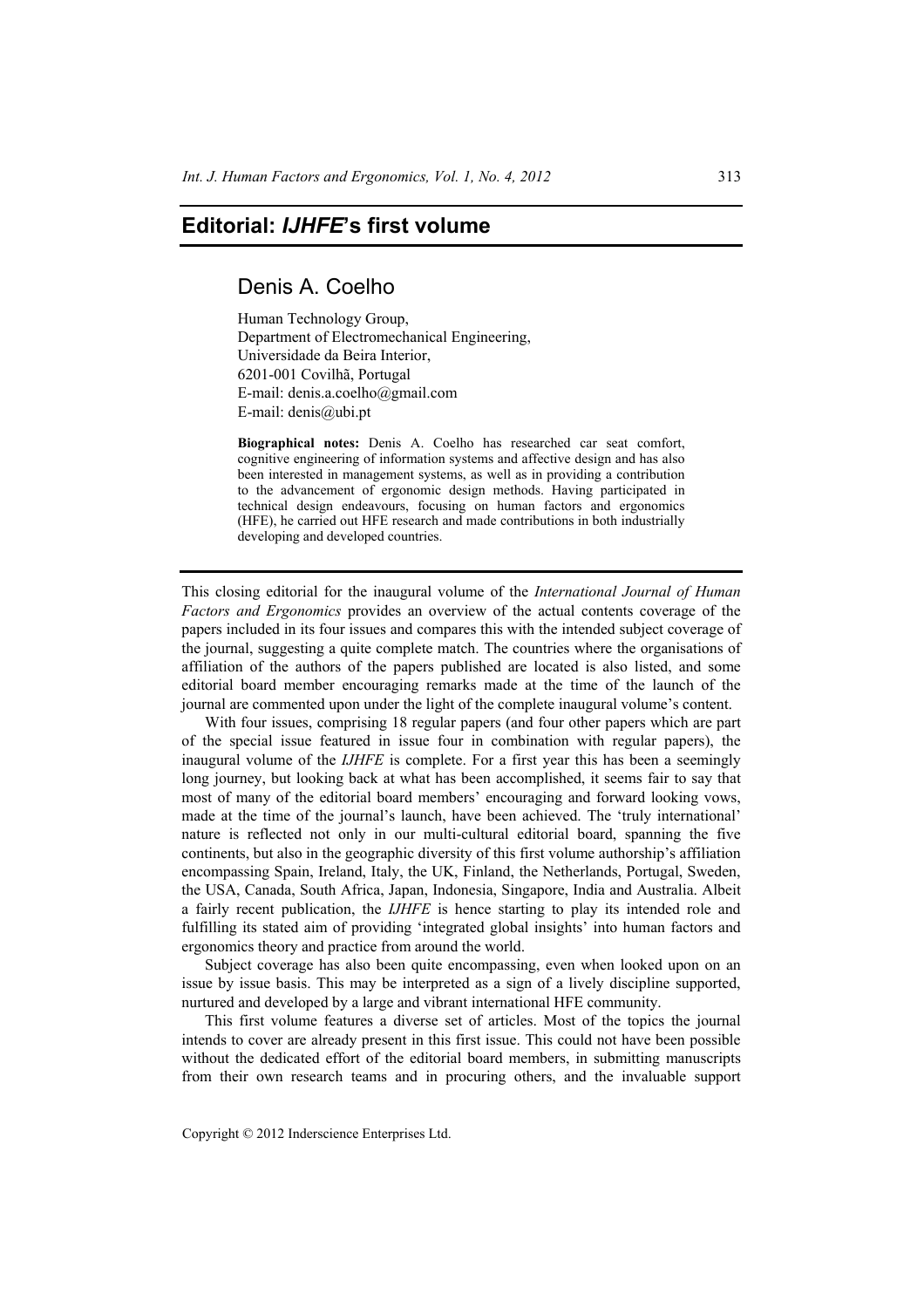# Editorial: *IJHFE*'s first volume

## Denis A. Coelho

Human Technology Group,
Department of Electromechanical Engineering,
Universidade da Beira Interior,
6201-001 Covilhã, Portugal
E-mail: denis.a.coelho@gmail.com
E-mail: denis@ubi.pt

**Biographical notes:** Denis A. Coelho has researched car seat comfort, cognitive engineering of information systems and affective design and has also been interested in management systems, as well as in providing a contribution to the advancement of ergonomic design methods. Having participated in technical design endeavours, focusing on human factors and ergonomics (HFE), he carried out HFE research and made contributions in both industrially developing and developed countries.

---

This closing editorial for the inaugural volume of the *International Journal of Human Factors and Ergonomics* provides an overview of the actual contents coverage of the papers included in its four issues and compares this with the intended subject coverage of the journal, suggesting a quite complete match. The countries where the organisations of affiliation of the authors of the papers published are located is also listed, and some editorial board member encouraging remarks made at the time of the launch of the journal are commented upon under the light of the complete inaugural volume's content.

With four issues, comprising 18 regular papers (and four other papers which are part of the special issue featured in issue four in combination with regular papers), the inaugural volume of the *IJHFE* is complete. For a first year this has been a seemingly long journey, but looking back at what has been accomplished, it seems fair to say that most of many of the editorial board members' encouraging and forward looking vows, made at the time of the journal's launch, have been achieved. The 'truly international' nature is reflected not only in our multi-cultural editorial board, spanning the five continents, but also in the geographic diversity of this first volume authorship's affiliation encompassing Spain, Ireland, Italy, the UK, Finland, the Netherlands, Portugal, Sweden, the USA, Canada, South Africa, Japan, Indonesia, Singapore, India and Australia. Albeit a fairly recent publication, the *IJHFE* is hence starting to play its intended role and fulfilling its stated aim of providing 'integrated global insights' into human factors and ergonomics theory and practice from around the world.

Subject coverage has also been quite encompassing, even when looked upon on an issue by issue basis. This may be interpreted as a sign of a lively discipline supported, nurtured and developed by a large and vibrant international HFE community.

This first volume features a diverse set of articles. Most of the topics the journal intends to cover are already present in this first issue. This could not have been possible without the dedicated effort of the editorial board members, in submitting manuscripts from their own research teams and in procuring others, and the invaluable support

Copyright © 2012 Inderscience Enterprises Ltd.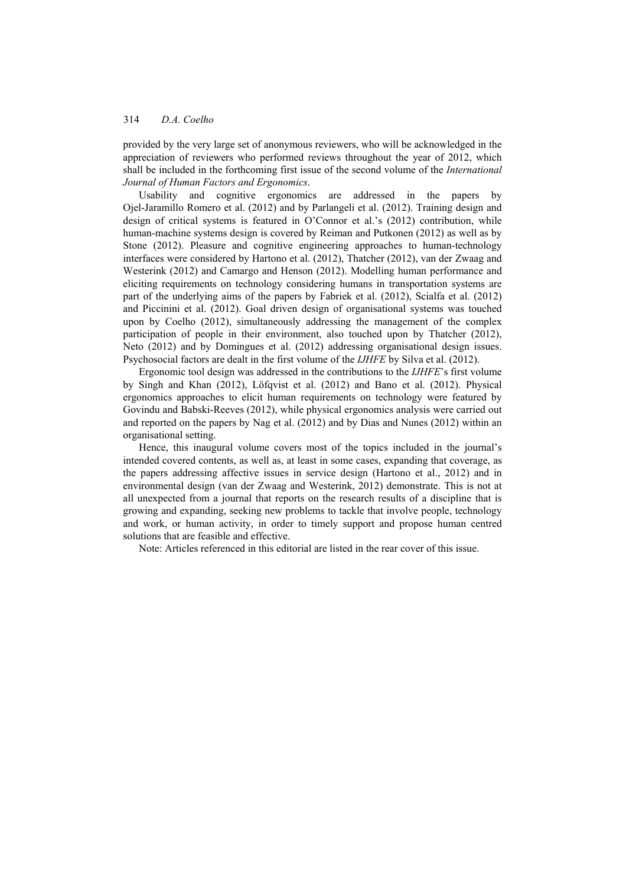provided by the very large set of anonymous reviewers, who will be acknowledged in the appreciation of reviewers who performed reviews throughout the year of 2012, which shall be included in the forthcoming first issue of the second volume of the *International Journal of Human Factors and Ergonomics*.

Usability and cognitive ergonomics are addressed in the papers by Ojel-Jaramillo Romero et al. (2012) and by Parlangeli et al. (2012). Training design and design of critical systems is featured in O'Connor et al.'s (2012) contribution, while human-machine systems design is covered by Reiman and Putkonen (2012) as well as by Stone (2012). Pleasure and cognitive engineering approaches to human-technology interfaces were considered by Hartono et al. (2012), Thatcher (2012), van der Zwaag and Westerink (2012) and Camargo and Henson (2012). Modelling human performance and eliciting requirements on technology considering humans in transportation systems are part of the underlying aims of the papers by Fabriek et al. (2012), Scialfa et al. (2012) and Piccinini et al. (2012). Goal driven design of organisational systems was touched upon by Coelho (2012), simultaneously addressing the management of the complex participation of people in their environment, also touched upon by Thatcher (2012), Neto (2012) and by Domingues et al. (2012) addressing organisational design issues. Psychosocial factors are dealt in the first volume of the *IJHFE* by Silva et al. (2012).

Ergonomic tool design was addressed in the contributions to the *IJHFE*'s first volume by Singh and Khan (2012), Löfqvist et al. (2012) and Bano et al. (2012). Physical ergonomics approaches to elicit human requirements on technology were featured by Govindu and Babski-Reeves (2012), while physical ergonomics analysis were carried out and reported on the papers by Nag et al. (2012) and by Dias and Nunes (2012) within an organisational setting.

Hence, this inaugural volume covers most of the topics included in the journal's intended covered contents, as well as, at least in some cases, expanding that coverage, as the papers addressing affective issues in service design (Hartono et al., 2012) and in environmental design (van der Zwaag and Westerink, 2012) demonstrate. This is not at all unexpected from a journal that reports on the research results of a discipline that is growing and expanding, seeking new problems to tackle that involve people, technology and work, or human activity, in order to timely support and propose human centred solutions that are feasible and effective.

Note: Articles referenced in this editorial are listed in the rear cover of this issue.